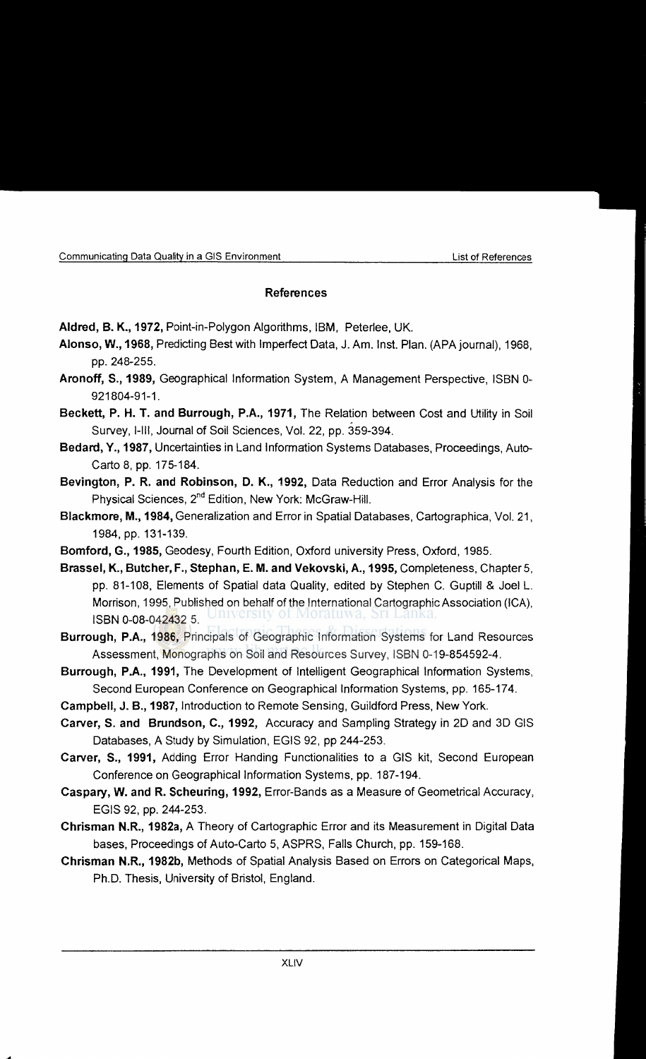## References

**Aldred, B. K., 1972,** Point-in-Polygon Algorithms, IBM, Peterlee, UK.

**Alonso, W., 1968,** Predicting Best with Imperfect Data, J. Am. Inst. Plan. (APA journal), 1968, pp. 248-255.

**Aronoff, S., 1989,** Geographical Information System, A Management Perspective, ISBN 0-921804-91-1.

**Beckett, P. H. T. and Burrough, P.A., 1971,** The Relation between Cost and Utility in Soil Survey, I-III, Journal of Soil Sciences, Vol. 22, pp. 359-394.

**Bedard, Y., 1987,** Uncertainties in Land Information Systems Databases, Proceedings, Auto-Carto 8, pp. 175-184.

**Bevington, P. R. and Robinson, D. K., 1992,** Data Reduction and Error Analysis for the Physical Sciences, 2nd Edition, New York: McGraw-Hill.

**Blackmore, M., 1984,** Generalization and Error in Spatial Databases, Cartographica, Vol. 21, 1984, pp. 131-139.

**Bomford, G., 1985,** Geodesy, Fourth Edition, Oxford university Press, Oxford, 1985.

**Brassel, K., Butcher, F., Stephan, E. M. and Vekovski, A., 1995,** Completeness, Chapter 5, pp. 81-108, Elements of Spatial data Quality, edited by Stephen C. Guptill & Joel L. Morrison, 1995, Published on behalf of the International Cartographic Association (ICA), ISBN 0-08-042432 5.

**Burrough, P.A., 1986,** Principals of Geographic Information Systems for Land Resources Assessment, Monographs on Soil and Resources Survey, ISBN 0-19-854592-4.

**Burrough, P.A., 1991,** The Development of Intelligent Geographical Information Systems, Second European Conference on Geographical Information Systems, pp. 165-174.

**Campbell, J. B., 1987,** Introduction to Remote Sensing, Guildford Press, New York.

**Carver, S. and Brundson, C., 1992,** Accuracy and Sampling Strategy in 2D and 3D GIS Databases, A Study by Simulation, EGIS 92, pp 244-253.

**Carver, S., 1991,** Adding Error Handing Functionalities to a GIS kit, Second European Conference on Geographical Information Systems, pp. 187-194.

**Caspary, W. and R. Scheuring, 1992,** Error-Bands as a Measure of Geometrical Accuracy, EGIS 92, pp. 244-253.

**Chrisman N.R., 1982a,** A Theory of Cartographic Error and its Measurement in Digital Data bases, Proceedings of Auto-Carto 5, ASPRS, Falls Church, pp. 159-168.

**Chrisman N.R., 1982b,** Methods of Spatial Analysis Based on Errors on Categorical Maps, Ph.D. Thesis, University of Bristol, England.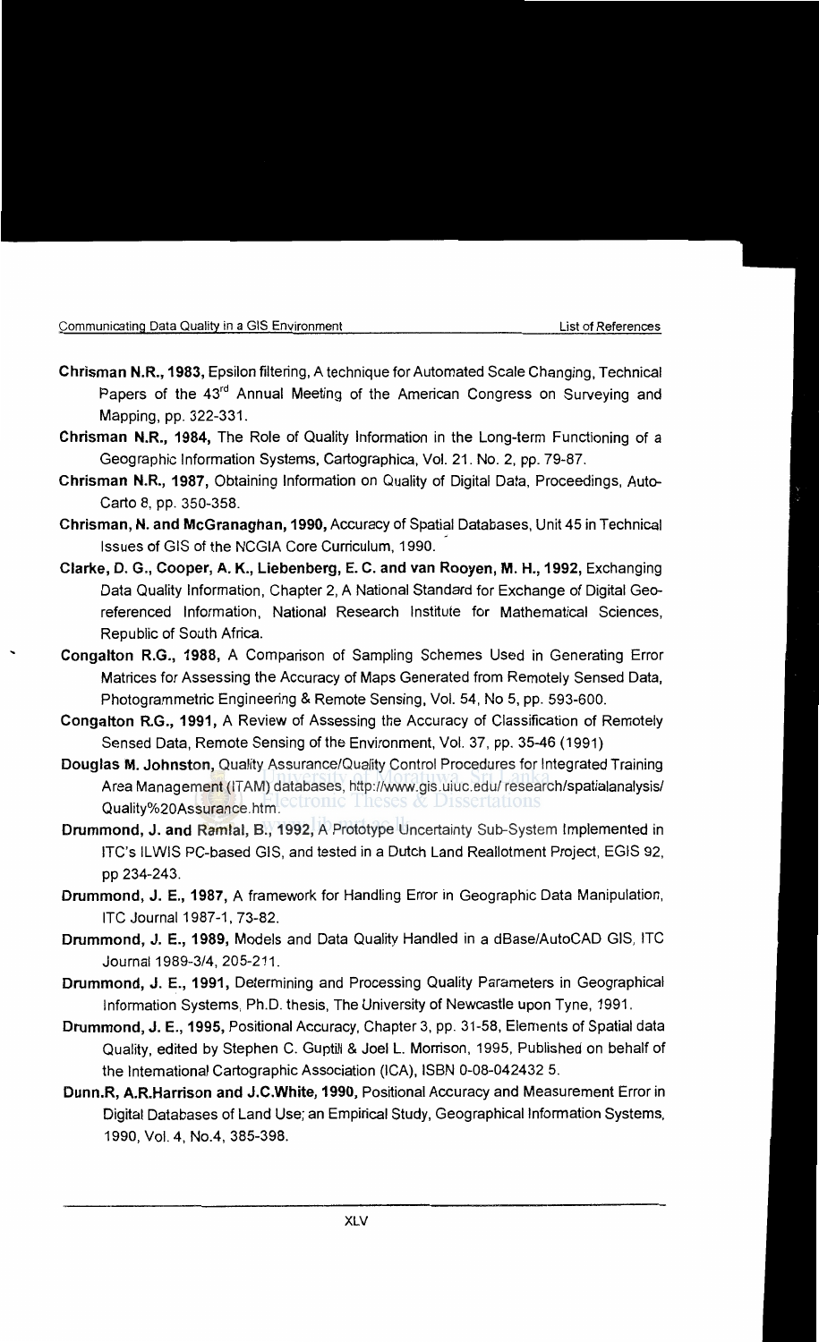**Chrisman N.R., 1983,** Epsilon filtering, A technique for Automated Scale Changing, Technical Papers of the 43rd Annual Meeting of the American Congress on Surveying and Mapping, pp. 322-331.

**Chrisman N.R., 1984,** The Role of Quality Information in the Long-term Functioning of a Geographic Information Systems, Cartographica, Vol. 21. No. 2, pp. 79-87.

**Chrisman N.R., 1987,** Obtaining Information on Quality of Digital Data, Proceedings, Auto-Carto 8, pp. 350-358.

**Chrisman, N. and McGranaghan, 1990,** Accuracy of Spatial Databases, Unit 45 in Technical Issues of GIS of the NCGIA Core Curriculum, 1990.

**Clarke, D. G., Cooper, A. K., Liebenberg, E. C. and van Rooyen, M. H., 1992,** Exchanging Data Quality Information, Chapter 2, A National Standard for Exchange of Digital Geo-referenced Information, National Research Institute for Mathematical Sciences, Republic of South Africa.

**Congalton R.G., 1988,** A Comparison of Sampling Schemes Used in Generating Error Matrices for Assessing the Accuracy of Maps Generated from Remotely Sensed Data, Photogrammetric Engineering & Remote Sensing, Vol. 54, No 5, pp. 593-600.

**Congalton R.G., 1991,** A Review of Assessing the Accuracy of Classification of Remotely Sensed Data, Remote Sensing of the Environment, Vol. 37, pp. 35-46 (1991)

**Douglas M. Johnston,** Quality Assurance/Quality Control Procedures for Integrated Training Area Management (ITAM) databases, http://www.gis.uiuc.edu/ research/spatialanalysis/ Quality%20Assurance.htm.

**Drummond, J. and Ramlal, B., 1992,** A Prototype Uncertainty Sub-System Implemented in ITC's ILWIS PC-based GIS, and tested in a Dutch Land Reallotment Project, EGIS 92, pp 234-243.

**Drummond, J. E., 1987,** A framework for Handling Error in Geographic Data Manipulation, ITC Journal 1987-1, 73-82.

**Drummond, J. E., 1989,** Models and Data Quality Handled in a dBase/AutoCAD GIS, ITC Journal 1989-3/4, 205-211.

**Drummond, J. E., 1991,** Determining and Processing Quality Parameters in Geographical Information Systems, Ph.D. thesis, The University of Newcastle upon Tyne, 1991.

**Drummond, J. E., 1995,** Positional Accuracy, Chapter 3, pp. 31-58, Elements of Spatial data Quality, edited by Stephen C. Guptill & Joel L. Morrison, 1995, Published on behalf of the International Cartographic Association (ICA), ISBN 0-08-042432 5.

**Dunn.R, A.R.Harrison and J.C.White, 1990,** Positional Accuracy and Measurement Error in Digital Databases of Land Use; an Empirical Study, Geographical Information Systems, 1990, Vol. 4, No.4, 385-398.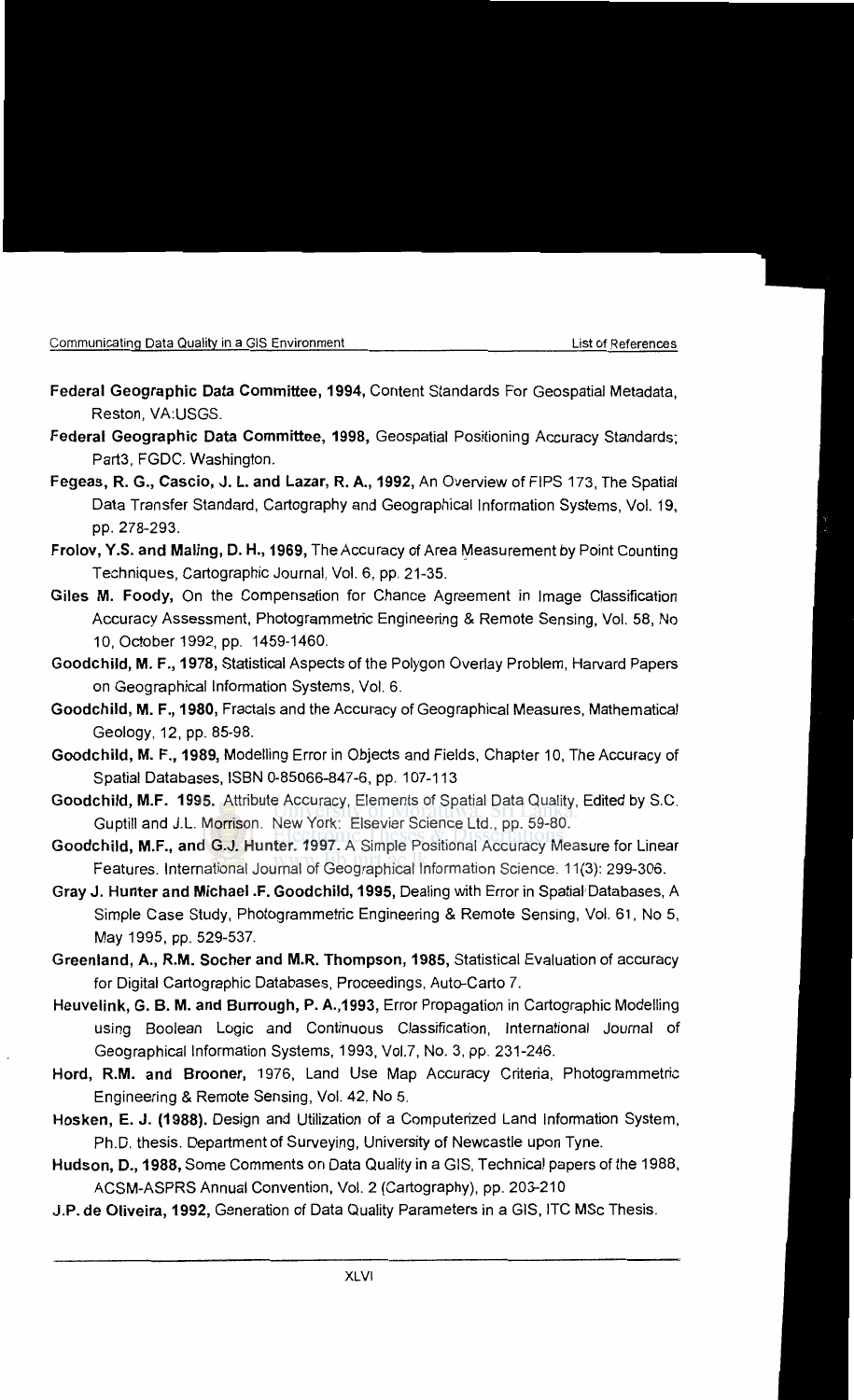**Federal Geographic Data Committee, 1994,** Content Standards For Geospatial Metadata, Reston, VA:USGS.

**Federal Geographic Data Committee, 1998,** Geospatial Positioning Accuracy Standards; Part3, FGDC. Washington.

**Fegeas, R. G., Cascio, J. L. and Lazar, R. A., 1992,** An Overview of FIPS 173, The Spatial Data Transfer Standard, Cartography and Geographical Information Systems, Vol. 19, pp. 278-293.

**Frolov, Y.S. and Maling, D. H., 1969,** The Accuracy of Area Measurement by Point Counting Techniques, Cartographic Journal, Vol. 6, pp. 21-35.

**Giles M. Foody,** On the Compensation for Chance Agreement in Image Classification Accuracy Assessment, Photogrammetric Engineering & Remote Sensing, Vol. 58, No 10, October 1992, pp. 1459-1460.

**Goodchild, M. F., 1978,** Statistical Aspects of the Polygon Overlay Problem, Harvard Papers on Geographical Information Systems, Vol. 6.

**Goodchild, M. F., 1980,** Fractals and the Accuracy of Geographical Measures, Mathematical Geology, 12, pp. 85-98.

**Goodchild, M. F., 1989,** Modelling Error in Objects and Fields, Chapter 10, The Accuracy of Spatial Databases, ISBN 0-85066-847-6, pp. 107-113

**Goodchild, M.F. 1995.** Attribute Accuracy, Elements of Spatial Data Quality, Edited by S.C. Guptill and J.L. Morrison. New York: Elsevier Science Ltd., pp. 59-80.

**Goodchild, M.F., and G.J. Hunter. 1997.** A Simple Positional Accuracy Measure for Linear Features. International Journal of Geographical Information Science. 11(3): 299-306.

**Gray J. Hunter and Michael .F. Goodchild, 1995,** Dealing with Error in Spatial Databases, A Simple Case Study, Photogrammetric Engineering & Remote Sensing, Vol. 61, No 5, May 1995, pp. 529-537.

**Greenland, A., R.M. Socher and M.R. Thompson, 1985,** Statistical Evaluation of accuracy for Digital Cartographic Databases, Proceedings, Auto-Carto 7.

**Heuvelink, G. B. M. and Burrough, P. A.,1993,** Error Propagation in Cartographic Modelling using Boolean Logic and Continuous Classification, International Journal of Geographical Information Systems, 1993, Vol.7, No. 3, pp. 231-246.

**Hord, R.M. and Brooner,** 1976, Land Use Map Accuracy Criteria, Photogrammetric Engineering & Remote Sensing, Vol. 42, No 5.

**Hosken, E. J. (1988).** Design and Utilization of a Computerized Land Information System, Ph.D. thesis. Department of Surveying, University of Newcastle upon Tyne.

**Hudson, D., 1988,** Some Comments on Data Quality in a GIS, Technical papers of the 1988, ACSM-ASPRS Annual Convention, Vol. 2 (Cartography), pp. 203-210

**J.P. de Oliveira, 1992,** Generation of Data Quality Parameters in a GIS, ITC MSc Thesis.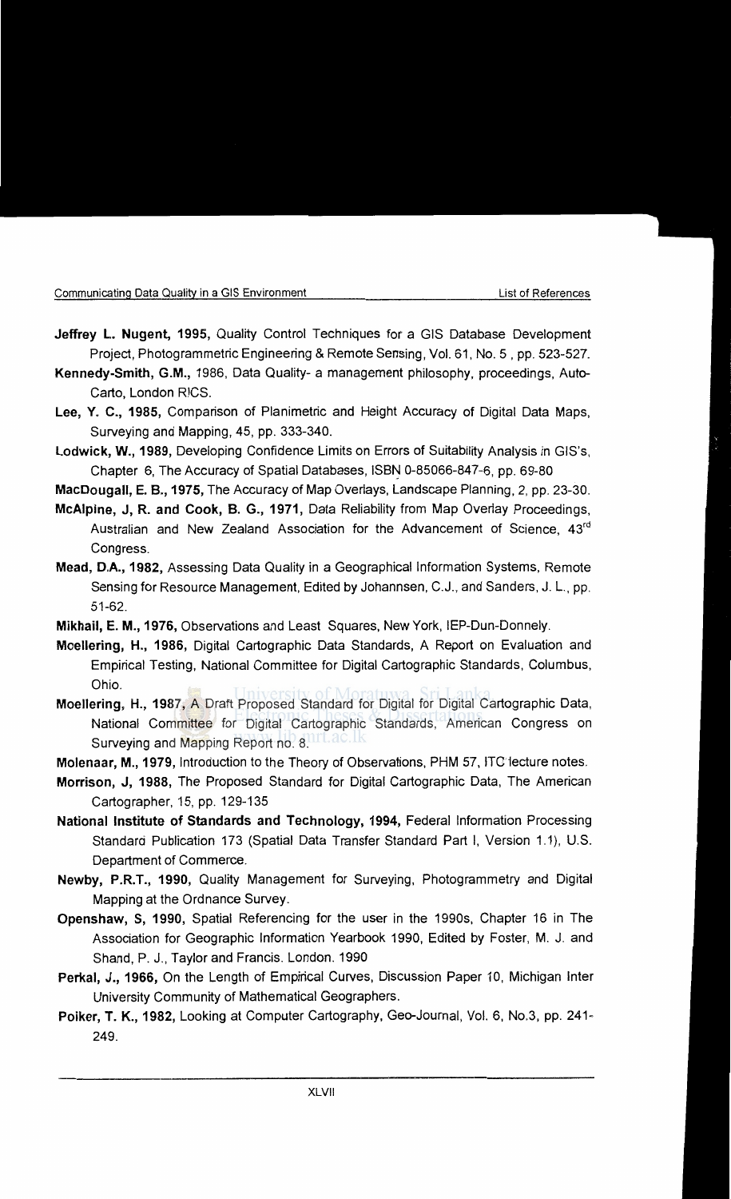**Jeffrey L. Nugent, 1995,** Quality Control Techniques for a GIS Database Development Project, Photogrammetric Engineering & Remote Sensing, Vol. 61, No. 5 , pp. 523-527.

**Kennedy-Smith, G.M.,** 1986, Data Quality- a management philosophy, proceedings, Auto-Carto, London RICS.

**Lee, Y. C., 1985,** Comparison of Planimetric and Height Accuracy of Digital Data Maps, Surveying and Mapping, 45, pp. 333-340.

**Lodwick, W., 1989,** Developing Confidence Limits on Errors of Suitability Analysis in GIS's, Chapter 6, The Accuracy of Spatial Databases, ISBN 0-85066-847-6, pp. 69-80

**MacDougall, E. B., 1975,** The Accuracy of Map Overlays, Landscape Planning, 2, pp. 23-30.

**McAlpine, J, R. and Cook, B. G., 1971,** Data Reliability from Map Overlay Proceedings, Australian and New Zealand Association for the Advancement of Science, 43rd Congress.

**Mead, D.A., 1982,** Assessing Data Quality in a Geographical Information Systems, Remote Sensing for Resource Management, Edited by Johannsen, C.J., and Sanders, J. L., pp. 51-62.

**Mikhail, E. M., 1976,** Observations and Least Squares, New York, IEP-Dun-Donnely.

**Moellering, H., 1986,** Digital Cartographic Data Standards, A Report on Evaluation and Empirical Testing, National Committee for Digital Cartographic Standards, Columbus, Ohio.

**Moellering, H., 1987,** A Draft Proposed Standard for Digital for Digital Cartographic Data, National Committee for Digital Cartographic Standards, American Congress on Surveying and Mapping Report no. 8.

**Molenaar, M., 1979,** Introduction to the Theory of Observations, PHM 57, ITC lecture notes.

**Morrison, J, 1988,** The Proposed Standard for Digital Cartographic Data, The American Cartographer, 15, pp. 129-135

**National Institute of Standards and Technology, 1994,** Federal Information Processing Standard Publication 173 (Spatial Data Transfer Standard Part I, Version 1.1), U.S. Department of Commerce.

**Newby, P.R.T., 1990,** Quality Management for Surveying, Photogrammetry and Digital Mapping at the Ordnance Survey.

**Openshaw, S, 1990,** Spatial Referencing for the user in the 1990s, Chapter 16 in The Association for Geographic Information Yearbook 1990, Edited by Foster, M. J. and Shand, P. J., Taylor and Francis. London. 1990

**Perkal, J., 1966,** On the Length of Empirical Curves, Discussion Paper 10, Michigan Inter University Community of Mathematical Geographers.

**Poiker, T. K., 1982,** Looking at Computer Cartography, Geo-Journal, Vol. 6, No.3, pp. 241-249.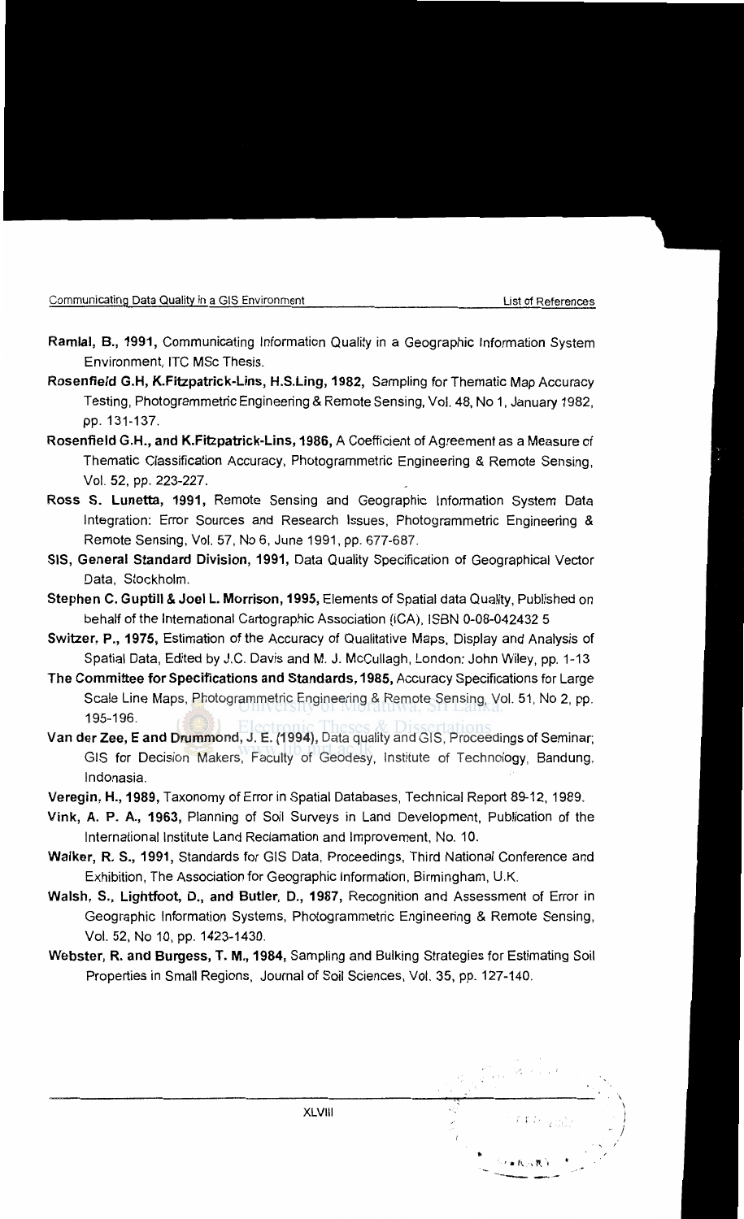**Ramlal, B., 1991,** Communicating Information Quality in a Geographic Information System Environment, ITC MSc Thesis.

**Rosenfield G.H, K.Fitzpatrick-Lins, H.S.Ling, 1982,** Sampling for Thematic Map Accuracy Testing, Photogrammetric Engineering & Remote Sensing, Vol. 48, No 1, January 1982, pp. 131-137.

**Rosenfield G.H., and K.Fitzpatrick-Lins, 1986,** A Coefficient of Agreement as a Measure of Thematic Classification Accuracy, Photogrammetric Engineering & Remote Sensing, Vol. 52, pp. 223-227.

**Ross S. Lunetta, 1991,** Remote Sensing and Geographic Information System Data Integration: Error Sources and Research Issues, Photogrammetric Engineering & Remote Sensing, Vol. 57, No 6, June 1991, pp. 677-687.

**SIS, General Standard Division, 1991,** Data Quality Specification of Geographical Vector Data, Stockholm.

**Stephen C. Guptill & Joel L. Morrison, 1995,** Elements of Spatial data Quality, Published on behalf of the International Cartographic Association (ICA), ISBN 0-08-042432 5

**Switzer, P., 1975,** Estimation of the Accuracy of Qualitative Maps, Display and Analysis of Spatial Data, Edited by J.C. Davis and M. J. McCullagh, London: John Wiley, pp. 1-13

**The Committee for Specifications and Standards, 1985,** Accuracy Specifications for Large Scale Line Maps, Photogrammetric Engineering & Remote Sensing, Vol. 51, No 2, pp. 195-196.

**Van der Zee, E and Drummond, J. E. (1994),** Data quality and GIS, Proceedings of Seminar; GIS for Decision Makers, Faculty of Geodesy, Institute of Technology, Bandung, Indonasia.

**Veregin, H., 1989,** Taxonomy of Error in Spatial Databases, Technical Report 89-12, 1989.

**Vink, A. P. A., 1963,** Planning of Soil Surveys in Land Development, Publication of the International Institute Land Reclamation and Improvement, No. 10.

**Walker, R. S., 1991,** Standards for GIS Data, Proceedings, Third National Conference and Exhibition, The Association for Geographic Information, Birmingham, U.K.

**Walsh, S., Lightfoot, D., and Butler, D., 1987,** Recognition and Assessment of Error in Geographic Information Systems, Photogrammetric Engineering & Remote Sensing, Vol. 52, No 10, pp. 1423-1430.

**Webster, R. and Burgess, T. M., 1984,** Sampling and Bulking Strategies for Estimating Soil Properties in Small Regions, Journal of Soil Sciences, Vol. 35, pp. 127-140.